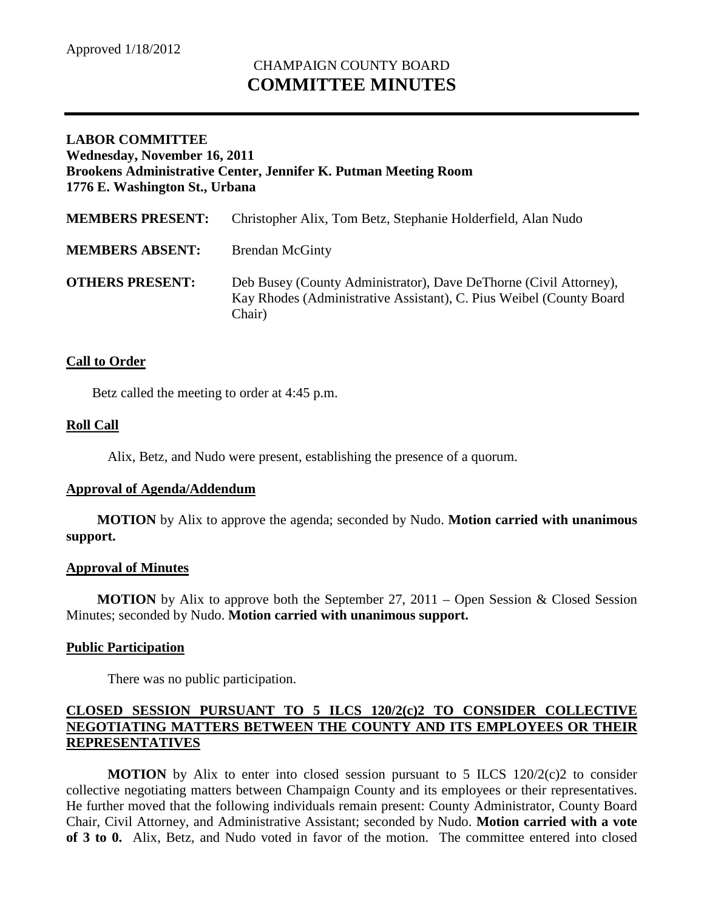Approved 1/18/2012

# CHAMPAIGN COUNTY BOARD
# COMMITTEE MINUTES

**LABOR COMMITTEE**
**Wednesday, November 16, 2011**
**Brookens Administrative Center, Jennifer K. Putman Meeting Room**
**1776 E. Washington St., Urbana**

**MEMBERS PRESENT:** Christopher Alix, Tom Betz, Stephanie Holderfield, Alan Nudo

**MEMBERS ABSENT:** Brendan McGinty

**OTHERS PRESENT:** Deb Busey (County Administrator), Dave DeThorne (Civil Attorney), Kay Rhodes (Administrative Assistant), C. Pius Weibel (County Board Chair)

## Call to Order

Betz called the meeting to order at 4:45 p.m.

## Roll Call

Alix, Betz, and Nudo were present, establishing the presence of a quorum.

## Approval of Agenda/Addendum

**MOTION** by Alix to approve the agenda; seconded by Nudo. **Motion carried with unanimous support.**

## Approval of Minutes

**MOTION** by Alix to approve both the September 27, 2011 – Open Session & Closed Session Minutes; seconded by Nudo. **Motion carried with unanimous support.**

## Public Participation

There was no public participation.

## CLOSED SESSION PURSUANT TO 5 ILCS 120/2(c)2 TO CONSIDER COLLECTIVE NEGOTIATING MATTERS BETWEEN THE COUNTY AND ITS EMPLOYEES OR THEIR REPRESENTATIVES

**MOTION** by Alix to enter into closed session pursuant to 5 ILCS 120/2(c)2 to consider collective negotiating matters between Champaign County and its employees or their representatives. He further moved that the following individuals remain present: County Administrator, County Board Chair, Civil Attorney, and Administrative Assistant; seconded by Nudo. **Motion carried with a vote of 3 to 0.** Alix, Betz, and Nudo voted in favor of the motion. The committee entered into closed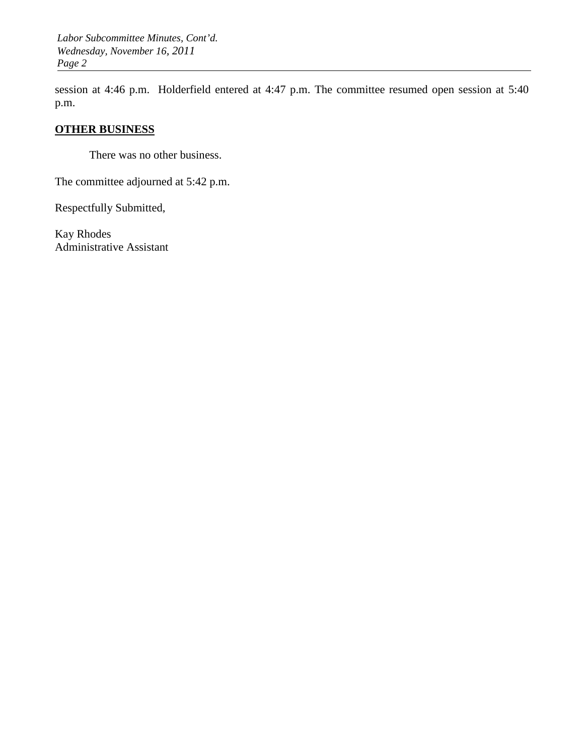session at 4:46 p.m. Holderfield entered at 4:47 p.m. The committee resumed open session at 5:40 p.m.

**OTHER BUSINESS**

There was no other business.

The committee adjourned at 5:42 p.m.

Respectfully Submitted,

Kay Rhodes
Administrative Assistant